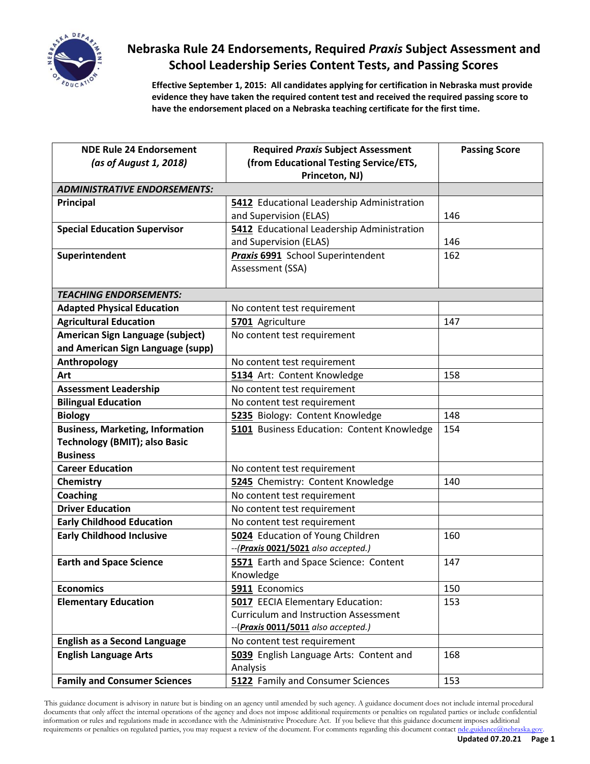# Nebraska Rule 24 Endorsements, Required *Praxis* Subject Assessment and School Leadership Series Content Tests, and Passing Scores

**Effective September 1, 2015: All candidates applying for certification in Nebraska must provide evidence they have taken the required content test and received the required passing score to have the endorsement placed on a Nebraska teaching certificate for the first time.**

| NDE Rule 24 Endorsement *(as of August 1, 2018)* | Required *Praxis* Subject Assessment (from Educational Testing Service/ETS, Princeton, NJ) | Passing Score |
|---|---|---|
| *ADMINISTRATIVE ENDORSEMENTS:* | | |
| **Principal** | **5412** Educational Leadership Administration and Supervision (ELAS) | 146 |
| **Special Education Supervisor** | **5412** Educational Leadership Administration and Supervision (ELAS) | 146 |
| **Superintendent** | ***Praxis* 6991** School Superintendent Assessment (SSA) | 162 |
| *TEACHING ENDORSEMENTS:* | | |
| **Adapted Physical Education** | No content test requirement | |
| **Agricultural Education** | **5701** Agriculture | 147 |
| **American Sign Language (subject) and American Sign Language (supp)** | No content test requirement | |
| **Anthropology** | No content test requirement | |
| **Art** | **5134** Art: Content Knowledge | 158 |
| **Assessment Leadership** | No content test requirement | |
| **Bilingual Education** | No content test requirement | |
| **Biology** | **5235** Biology: Content Knowledge | 148 |
| **Business, Marketing, Information Technology (BMIT); also Basic Business** | **5101** Business Education: Content Knowledge | 154 |
| **Career Education** | No content test requirement | |
| **Chemistry** | **5245** Chemistry: Content Knowledge | 140 |
| **Coaching** | No content test requirement | |
| **Driver Education** | No content test requirement | |
| **Early Childhood Education** | No content test requirement | |
| **Early Childhood Inclusive** | **5024** Education of Young Children --(***Praxis* 0021/5021** *also accepted.)* | 160 |
| **Earth and Space Science** | **5571** Earth and Space Science: Content Knowledge | 147 |
| **Economics** | **5911** Economics | 150 |
| **Elementary Education** | **5017** EECIA Elementary Education: Curriculum and Instruction Assessment --(***Praxis* 0011/5011** *also accepted.)* | 153 |
| **English as a Second Language** | No content test requirement | |
| **English Language Arts** | **5039** English Language Arts: Content and Analysis | 168 |
| **Family and Consumer Sciences** | **5122** Family and Consumer Sciences | 153 |

This guidance document is advisory in nature but is binding on an agency until amended by such agency. A guidance document does not include internal procedural documents that only affect the internal operations of the agency and does not impose additional requirements or penalties on regulated parties or include confidential information or rules and regulations made in accordance with the Administrative Procedure Act. If you believe that this guidance document imposes additional requirements or penalties on regulated parties, you may request a review of the document. For comments regarding this document contact nde.guidance@nebraska.gov.

**Updated 07.20.21**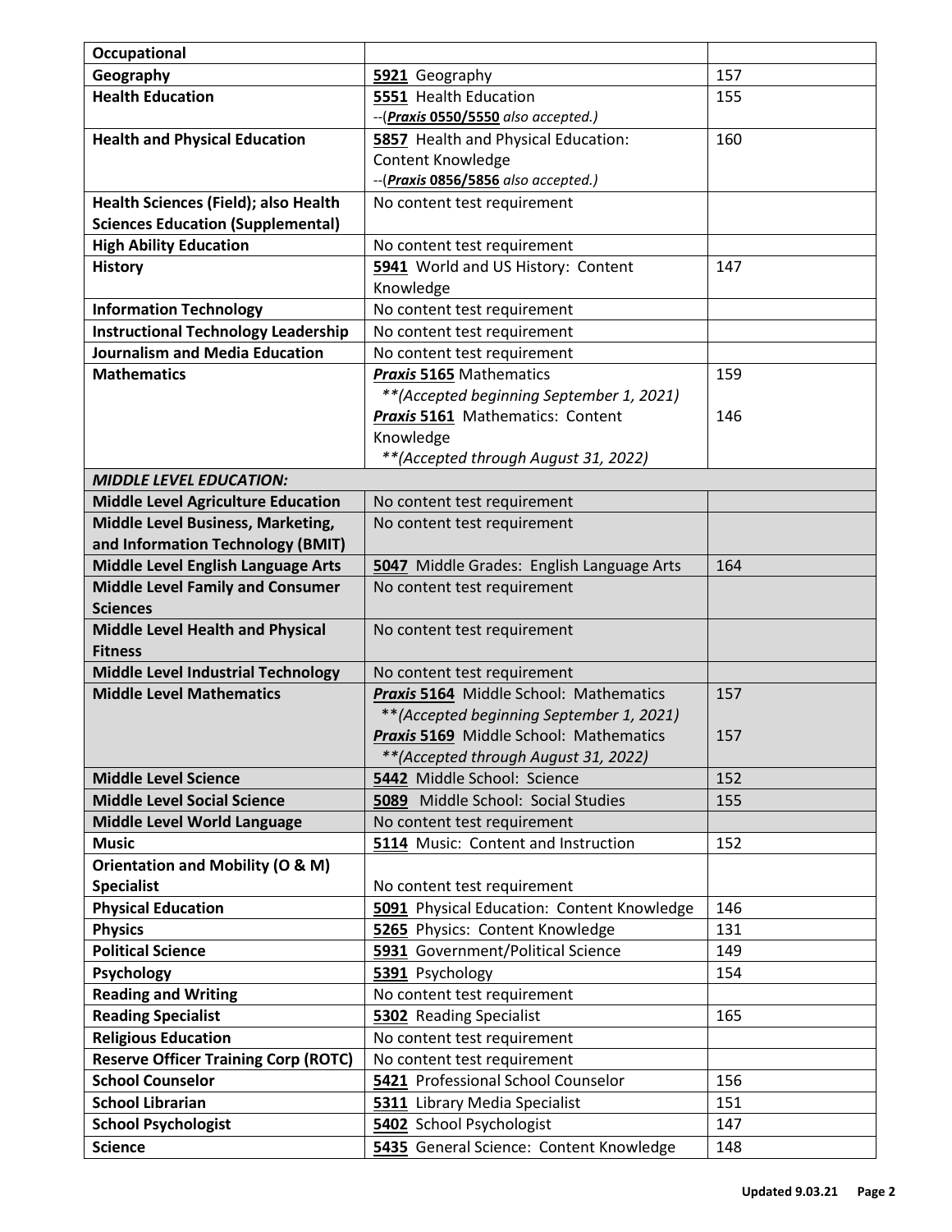| | | |
|---|---|---|
| **Occupational** | | |
| **Geography** | **5921** Geography | 157 |
| **Health Education** | **5551** Health Education<br>--(***Praxis* 0550/5550** *also accepted.)* | 155 |
| **Health and Physical Education** | **5857** Health and Physical Education: Content Knowledge<br>--(***Praxis* 0856/5856** *also accepted.)* | 160 |
| **Health Sciences (Field); also Health Sciences Education (Supplemental)** | No content test requirement | |
| **High Ability Education** | No content test requirement | |
| **History** | **5941** World and US History: Content Knowledge | 147 |
| **Information Technology** | No content test requirement | |
| **Instructional Technology Leadership** | No content test requirement | |
| **Journalism and Media Education** | No content test requirement | |
| **Mathematics** | ***Praxis* 5165** Mathematics<br>*\*\*(Accepted beginning September 1, 2021)*<br>***Praxis* 5161** Mathematics: Content Knowledge<br>*\*\*(Accepted through August 31, 2022)* | 159<br><br>146 |
| ***MIDDLE LEVEL EDUCATION:*** | | |
| **Middle Level Agriculture Education** | No content test requirement | |
| **Middle Level Business, Marketing, and Information Technology (BMIT)** | No content test requirement | |
| **Middle Level English Language Arts** | **5047** Middle Grades: English Language Arts | 164 |
| **Middle Level Family and Consumer Sciences** | No content test requirement | |
| **Middle Level Health and Physical Fitness** | No content test requirement | |
| **Middle Level Industrial Technology** | No content test requirement | |
| **Middle Level Mathematics** | ***Praxis* 5164** Middle School: Mathematics<br>*\*\*(Accepted beginning September 1, 2021)*<br>***Praxis* 5169** Middle School: Mathematics<br>*\*\*(Accepted through August 31, 2022)* | 157<br><br>157 |
| **Middle Level Science** | **5442** Middle School: Science | 152 |
| **Middle Level Social Science** | **5089** Middle School: Social Studies | 155 |
| **Middle Level World Language** | No content test requirement | |
| **Music** | **5114** Music: Content and Instruction | 152 |
| **Orientation and Mobility (O & M) Specialist** | No content test requirement | |
| **Physical Education** | **5091** Physical Education: Content Knowledge | 146 |
| **Physics** | **5265** Physics: Content Knowledge | 131 |
| **Political Science** | **5931** Government/Political Science | 149 |
| **Psychology** | **5391** Psychology | 154 |
| **Reading and Writing** | No content test requirement | |
| **Reading Specialist** | **5302** Reading Specialist | 165 |
| **Religious Education** | No content test requirement | |
| **Reserve Officer Training Corp (ROTC)** | No content test requirement | |
| **School Counselor** | **5421** Professional School Counselor | 156 |
| **School Librarian** | **5311** Library Media Specialist | 151 |
| **School Psychologist** | **5402** School Psychologist | 147 |
| **Science** | **5435** General Science: Content Knowledge | 148 |

**Updated 9.03.21**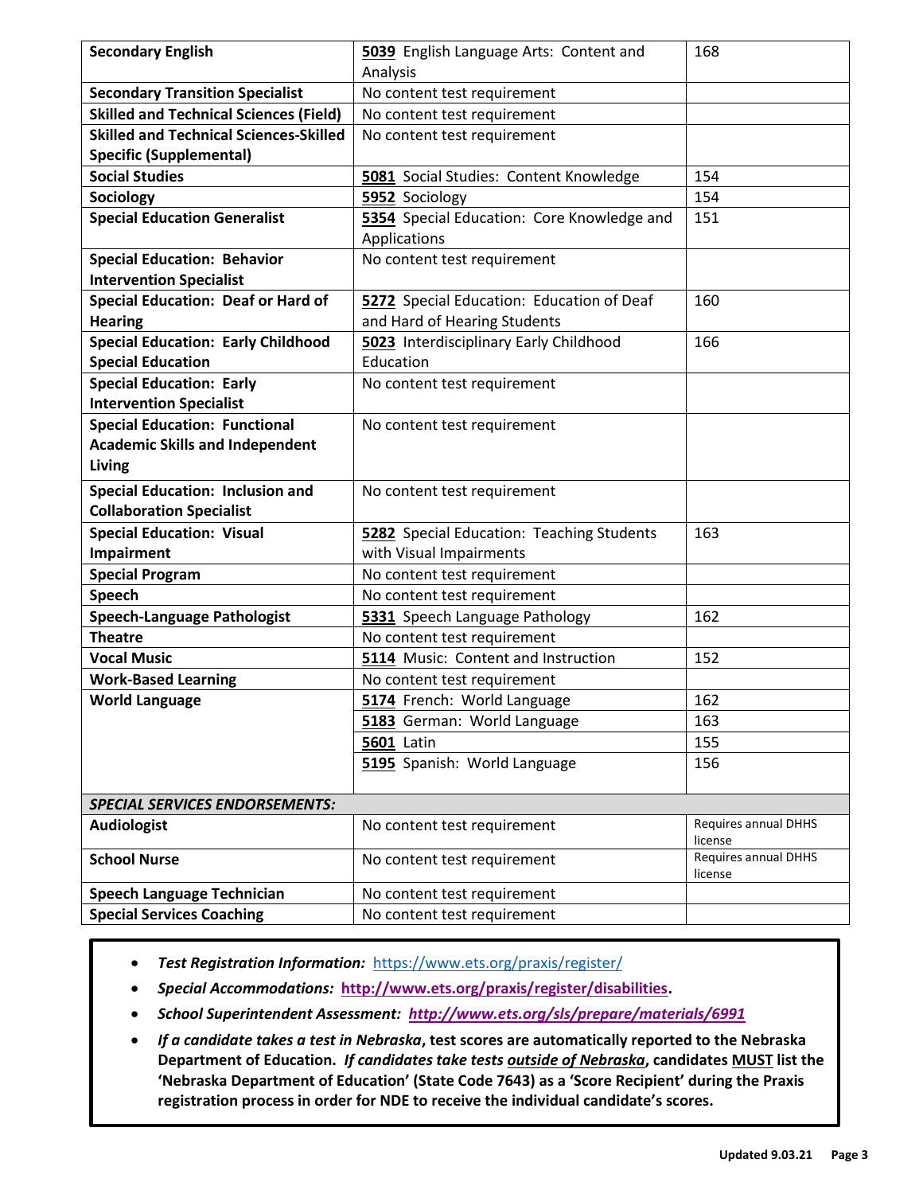| | | |
|---|---|---|
| **Secondary English** | **5039** English Language Arts: Content and Analysis | 168 |
| **Secondary Transition Specialist** | No content test requirement | |
| **Skilled and Technical Sciences (Field)** | No content test requirement | |
| **Skilled and Technical Sciences-Skilled Specific (Supplemental)** | No content test requirement | |
| **Social Studies** | **5081** Social Studies: Content Knowledge | 154 |
| **Sociology** | **5952** Sociology | 154 |
| **Special Education Generalist** | **5354** Special Education: Core Knowledge and Applications | 151 |
| **Special Education: Behavior Intervention Specialist** | No content test requirement | |
| **Special Education: Deaf or Hard of Hearing** | **5272** Special Education: Education of Deaf and Hard of Hearing Students | 160 |
| **Special Education: Early Childhood Special Education** | **5023** Interdisciplinary Early Childhood Education | 166 |
| **Special Education: Early Intervention Specialist** | No content test requirement | |
| **Special Education: Functional Academic Skills and Independent Living** | No content test requirement | |
| **Special Education: Inclusion and Collaboration Specialist** | No content test requirement | |
| **Special Education: Visual Impairment** | **5282** Special Education: Teaching Students with Visual Impairments | 163 |
| **Special Program** | No content test requirement | |
| **Speech** | No content test requirement | |
| **Speech-Language Pathologist** | **5331** Speech Language Pathology | 162 |
| **Theatre** | No content test requirement | |
| **Vocal Music** | **5114** Music: Content and Instruction | 152 |
| **Work-Based Learning** | No content test requirement | |
| **World Language** | **5174** French: World Language | 162 |
| | **5183** German: World Language | 163 |
| | **5601** Latin | 155 |
| | **5195** Spanish: World Language | 156 |
| ***SPECIAL SERVICES ENDORSEMENTS:*** | | |
| **Audiologist** | No content test requirement | Requires annual DHHS license |
| **School Nurse** | No content test requirement | Requires annual DHHS license |
| **Speech Language Technician** | No content test requirement | |
| **Special Services Coaching** | No content test requirement | |

- ***Test Registration Information:*** https://www.ets.org/praxis/register/
- ***Special Accommodations:*** **http://www.ets.org/praxis/register/disabilities.**
- ***School Superintendent Assessment:*** ***http://www.ets.org/sls/prepare/materials/6991***
- ***If a candidate takes a test in Nebraska*, test scores are automatically reported to the Nebraska Department of Education. *If candidates take tests outside of Nebraska*, candidates MUST list the 'Nebraska Department of Education' (State Code 7643) as a 'Score Recipient' during the Praxis registration process in order for NDE to receive the individual candidate's scores.**

**Updated 9.03.21**